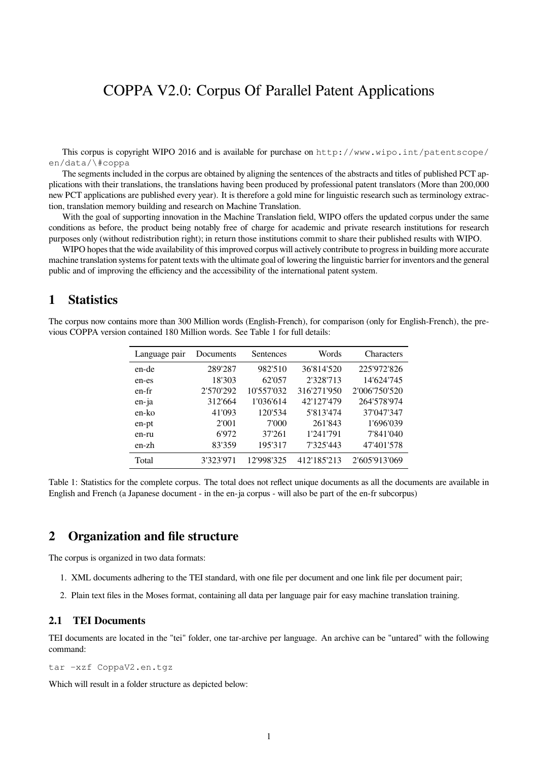# COPPA V2.0: Corpus Of Parallel Patent Applications

This corpus is copyright WIPO 2016 and is available for purchase on `http://www.wipo.int/patentscope/en/data/\#coppa`

The segments included in the corpus are obtained by aligning the sentences of the abstracts and titles of published PCT applications with their translations, the translations having been produced by professional patent translators (More than 200,000 new PCT applications are published every year). It is therefore a gold mine for linguistic research such as terminology extraction, translation memory building and research on Machine Translation.

With the goal of supporting innovation in the Machine Translation field, WIPO offers the updated corpus under the same conditions as before, the product being notably free of charge for academic and private research institutions for research purposes only (without redistribution right); in return those institutions commit to share their published results with WIPO.

WIPO hopes that the wide availability of this improved corpus will actively contribute to progress in building more accurate machine translation systems for patent texts with the ultimate goal of lowering the linguistic barrier for inventors and the general public and of improving the efficiency and the accessibility of the international patent system.

## 1 Statistics

The corpus now contains more than 300 Million words (English-French), for comparison (only for English-French), the previous COPPA version contained 180 Million words. See Table 1 for full details:

| Language pair | Documents | Sentences | Words | Characters |
|---|---|---|---|---|
| en-de | 289'287 | 982'510 | 36'814'520 | 225'972'826 |
| en-es | 18'303 | 62'057 | 2'328'713 | 14'624'745 |
| en-fr | 2'570'292 | 10'557'032 | 316'271'950 | 2'006'750'520 |
| en-ja | 312'664 | 1'036'614 | 42'127'479 | 264'578'974 |
| en-ko | 41'093 | 120'534 | 5'813'474 | 37'047'347 |
| en-pt | 2'001 | 7'000 | 261'843 | 1'696'039 |
| en-ru | 6'972 | 37'261 | 1'241'791 | 7'841'040 |
| en-zh | 83'359 | 195'317 | 7'325'443 | 47'401'578 |
| Total | 3'323'971 | 12'998'325 | 412'185'213 | 2'605'913'069 |

Table 1: Statistics for the complete corpus. The total does not reflect unique documents as all the documents are available in English and French (a Japanese document - in the en-ja corpus - will also be part of the en-fr subcorpus)

## 2 Organization and file structure

The corpus is organized in two data formats:

1. XML documents adhering to the TEI standard, with one file per document and one link file per document pair;
2. Plain text files in the Moses format, containing all data per language pair for easy machine translation training.

### 2.1 TEI Documents

TEI documents are located in the "tei" folder, one tar-archive per language. An archive can be "untared" with the following command:

```
tar -xzf CoppaV2.en.tgz
```

Which will result in a folder structure as depicted below: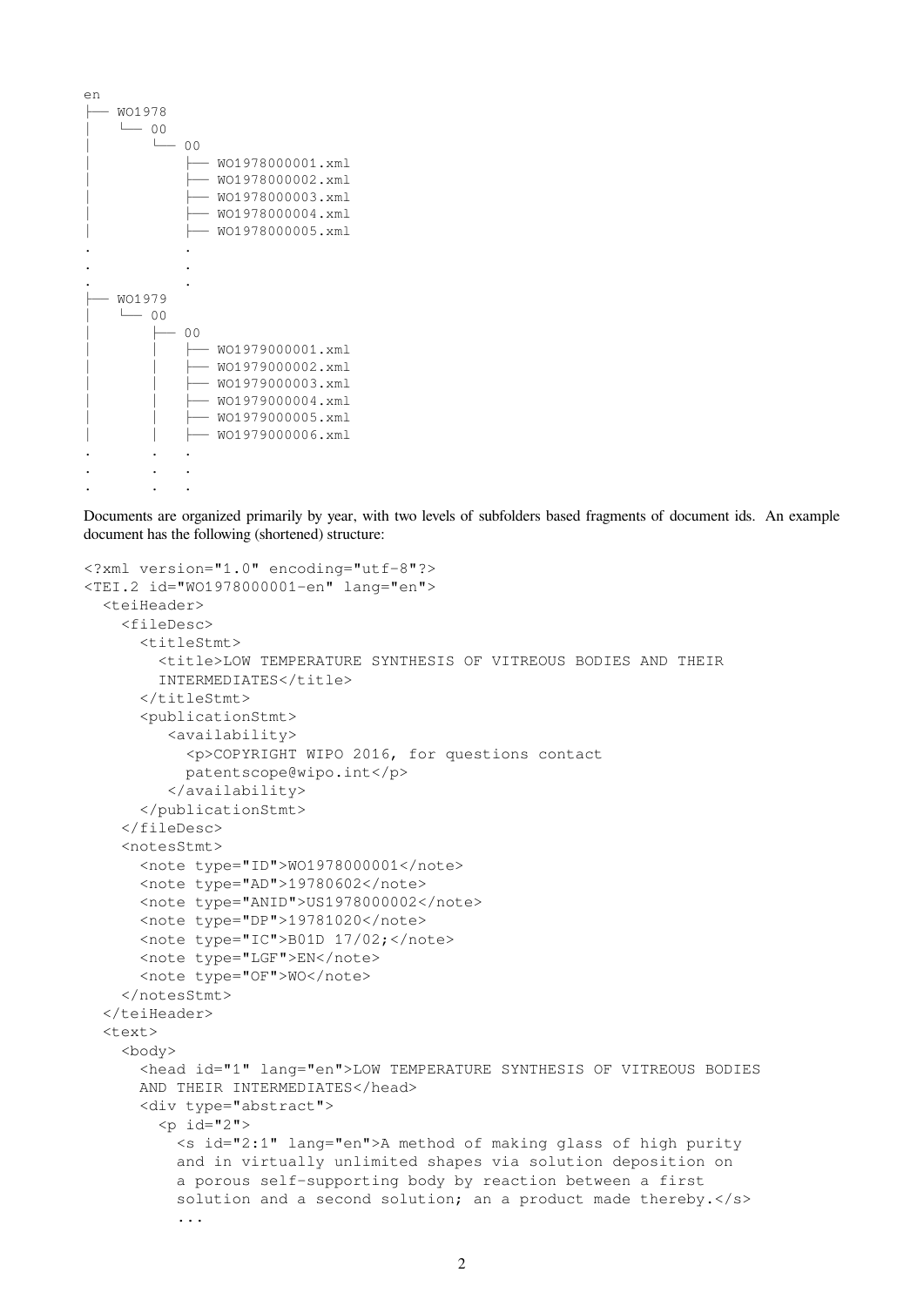```
en
├── WO1978
│   └── 00
│       └── 00
│           ├── WO1978000001.xml
│           ├── WO1978000002.xml
│           ├── WO1978000003.xml
│           ├── WO1978000004.xml
│           ├── WO1978000005.xml
.           .
.           .
.           .
├── WO1979
│   └── 00
│       ├── 00
│       │   ├── WO1979000001.xml
│       │   ├── WO1979000002.xml
│       │   ├── WO1979000003.xml
│       │   ├── WO1979000004.xml
│       │   ├── WO1979000005.xml
│       │   ├── WO1979000006.xml
.       .   .
.       .   .
.       .   .
```

Documents are organized primarily by year, with two levels of subfolders based fragments of document ids. An example document has the following (shortened) structure:

```
<?xml version="1.0" encoding="utf-8"?>
<TEI.2 id="WO1978000001-en" lang="en">
  <teiHeader>
    <fileDesc>
      <titleStmt>
        <title>LOW TEMPERATURE SYNTHESIS OF VITREOUS BODIES AND THEIR
        INTERMEDIATES</title>
      </titleStmt>
      <publicationStmt>
         <availability>
           <p>COPYRIGHT WIPO 2016, for questions contact
           patentscope@wipo.int</p>
         </availability>
      </publicationStmt>
    </fileDesc>
    <notesStmt>
      <note type="ID">WO1978000001</note>
      <note type="AD">19780602</note>
      <note type="ANID">US1978000002</note>
      <note type="DP">19781020</note>
      <note type="IC">B01D 17/02;</note>
      <note type="LGF">EN</note>
      <note type="OF">WO</note>
    </notesStmt>
  </teiHeader>
  <text>
    <body>
      <head id="1" lang="en">LOW TEMPERATURE SYNTHESIS OF VITREOUS BODIES
      AND THEIR INTERMEDIATES</head>
      <div type="abstract">
        <p id="2">
          <s id="2:1" lang="en">A method of making glass of high purity
          and in virtually unlimited shapes via solution deposition on
          a porous self-supporting body by reaction between a first
          solution and a second solution; an a product made thereby.</s>
          ...
```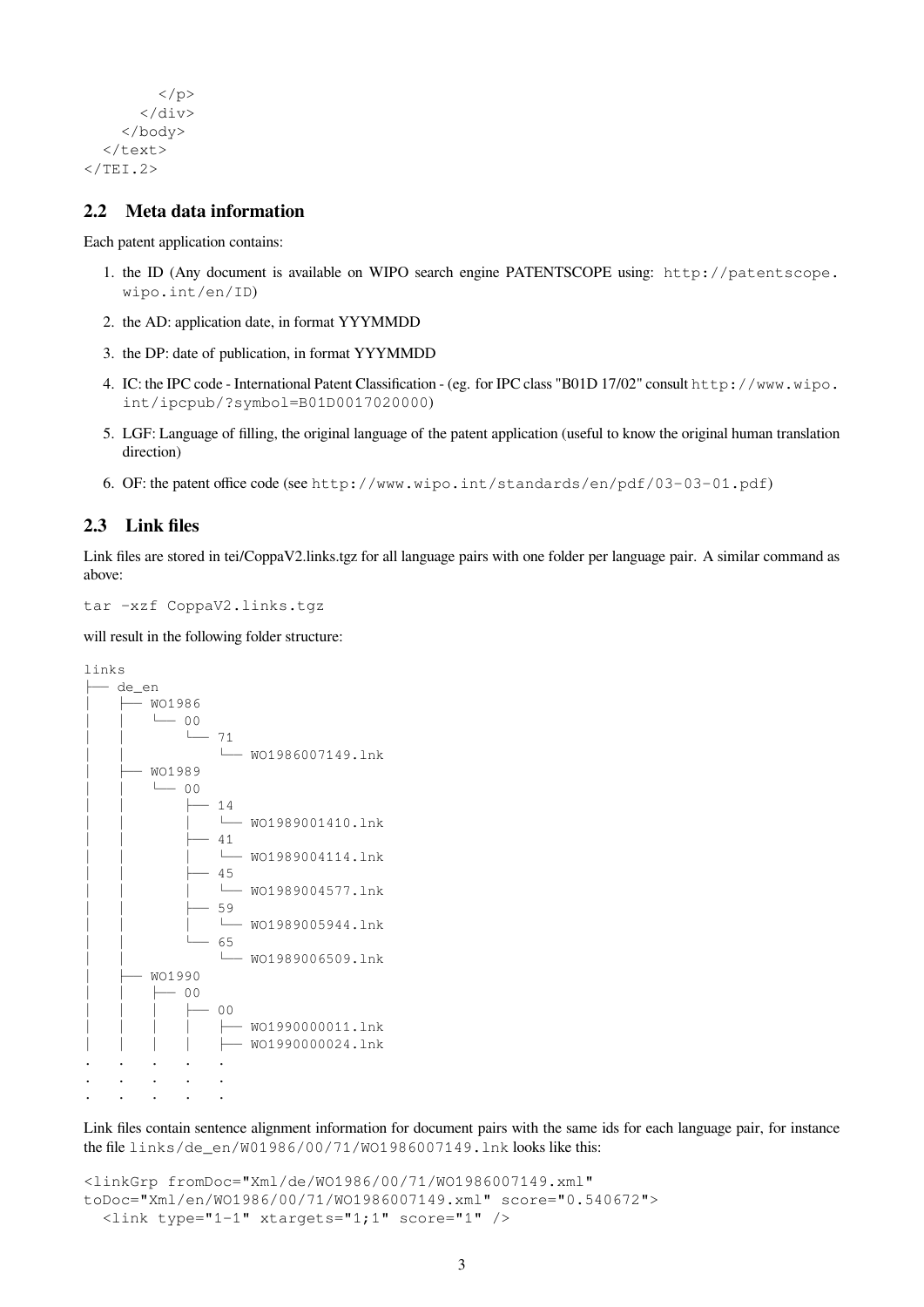```
        </p>
      </div>
    </body>
  </text>
</TEI.2>
```

### 2.2 Meta data information

Each patent application contains:

1. the ID (Any document is available on WIPO search engine PATENTSCOPE using: `http://patentscope.wipo.int/en/ID`)
2. the AD: application date, in format YYYMMDD
3. the DP: date of publication, in format YYYMMDD
4. IC: the IPC code - International Patent Classification - (eg. for IPC class "B01D 17/02" consult `http://www.wipo.int/ipcpub/?symbol=B01D0017020000`)
5. LGF: Language of filling, the original language of the patent application (useful to know the original human translation direction)
6. OF: the patent office code (see `http://www.wipo.int/standards/en/pdf/03-03-01.pdf`)

### 2.3 Link files

Link files are stored in tei/CoppaV2.links.tgz for all language pairs with one folder per language pair. A similar command as above:

```
tar -xzf CoppaV2.links.tgz
```

will result in the following folder structure:

```
links
├── de_en
│   ├── WO1986
│   │   └── 00
│   │       └── 71
│   │           └── WO1986007149.lnk
│   ├── WO1989
│   │   └── 00
│   │       ├── 14
│   │       │   └── WO1989001410.lnk
│   │       ├── 41
│   │       │   └── WO1989004114.lnk
│   │       ├── 45
│   │       │   └── WO1989004577.lnk
│   │       ├── 59
│   │       │   └── WO1989005944.lnk
│   │       └── 65
│   │           └── WO1989006509.lnk
│   ├── WO1990
│   │   ├── 00
│   │   │   ├── 00
│   │   │   │   ├── WO1990000011.lnk
│   │   │   │   ├── WO1990000024.lnk
.   .   .   .   .
.   .   .   .   .
.   .   .   .   .
```

Link files contain sentence alignment information for document pairs with the same ids for each language pair, for instance the file `links/de_en/WO1986/00/71/WO1986007149.lnk` looks like this:

```
<linkGrp fromDoc="Xml/de/WO1986/00/71/WO1986007149.xml"
toDoc="Xml/en/WO1986/00/71/WO1986007149.xml" score="0.540672">
  <link type="1-1" xtargets="1;1" score="1" />
```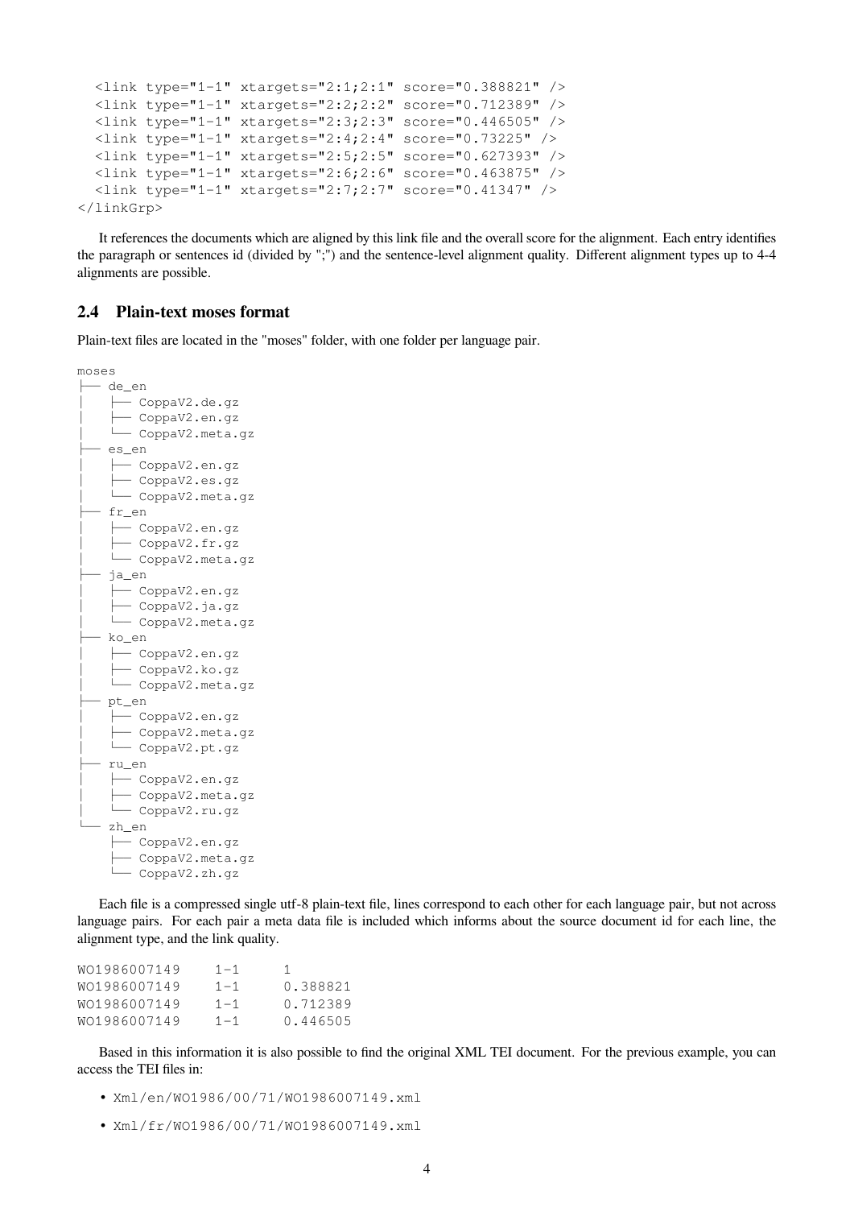```
  <link type="1-1" xtargets="2:1;2:1" score="0.388821" />
  <link type="1-1" xtargets="2:2;2:2" score="0.712389" />
  <link type="1-1" xtargets="2:3;2:3" score="0.446505" />
  <link type="1-1" xtargets="2:4;2:4" score="0.73225" />
  <link type="1-1" xtargets="2:5;2:5" score="0.627393" />
  <link type="1-1" xtargets="2:6;2:6" score="0.463875" />
  <link type="1-1" xtargets="2:7;2:7" score="0.41347" />
</linkGrp>
```

It references the documents which are aligned by this link file and the overall score for the alignment. Each entry identifies the paragraph or sentences id (divided by ";") and the sentence-level alignment quality. Different alignment types up to 4-4 alignments are possible.

### 2.4 Plain-text moses format

Plain-text files are located in the "moses" folder, with one folder per language pair.

```
moses
├── de_en
│   ├── CoppaV2.de.gz
│   ├── CoppaV2.en.gz
│   └── CoppaV2.meta.gz
├── es_en
│   ├── CoppaV2.en.gz
│   ├── CoppaV2.es.gz
│   └── CoppaV2.meta.gz
├── fr_en
│   ├── CoppaV2.en.gz
│   ├── CoppaV2.fr.gz
│   └── CoppaV2.meta.gz
├── ja_en
│   ├── CoppaV2.en.gz
│   ├── CoppaV2.ja.gz
│   └── CoppaV2.meta.gz
├── ko_en
│   ├── CoppaV2.en.gz
│   ├── CoppaV2.ko.gz
│   └── CoppaV2.meta.gz
├── pt_en
│   ├── CoppaV2.en.gz
│   ├── CoppaV2.meta.gz
│   └── CoppaV2.pt.gz
├── ru_en
│   ├── CoppaV2.en.gz
│   ├── CoppaV2.meta.gz
│   └── CoppaV2.ru.gz
└── zh_en
    ├── CoppaV2.en.gz
    ├── CoppaV2.meta.gz
    └── CoppaV2.zh.gz
```

Each file is a compressed single utf-8 plain-text file, lines correspond to each other for each language pair, but not across language pairs. For each pair a meta data file is included which informs about the source document id for each line, the alignment type, and the link quality.

```
WO1986007149    1-1    1
WO1986007149    1-1    0.388821
WO1986007149    1-1    0.712389
WO1986007149    1-1    0.446505
```

Based in this information it is also possible to find the original XML TEI document. For the previous example, you can access the TEI files in:

- `Xml/en/WO1986/00/71/WO1986007149.xml`
- `Xml/fr/WO1986/00/71/WO1986007149.xml`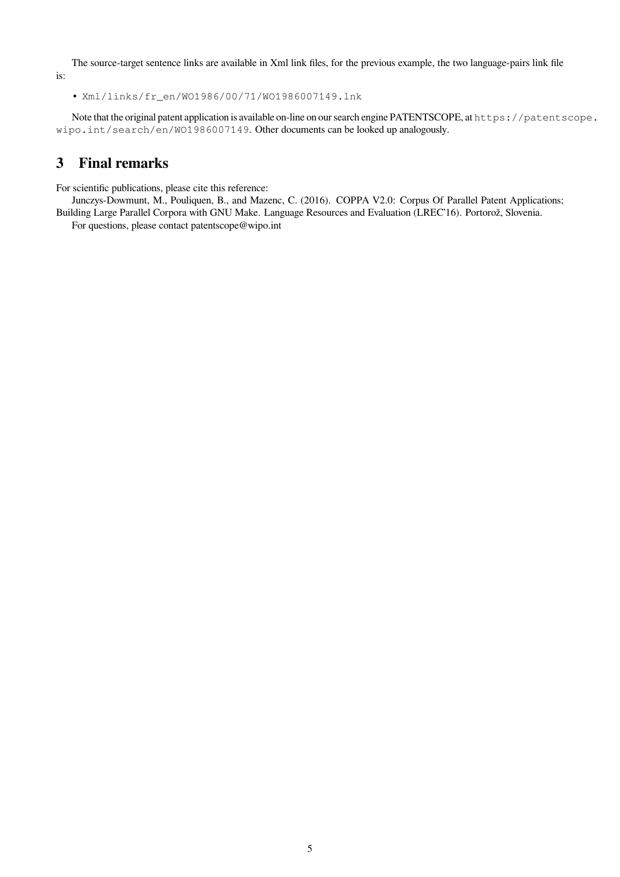The source-target sentence links are available in Xml link files, for the previous example, the two language-pairs link file is:

- `Xml/links/fr_en/WO1986/00/71/WO1986007149.lnk`

Note that the original patent application is available on-line on our search engine PATENTSCOPE, at `https://patentscope.wipo.int/search/en/WO1986007149`. Other documents can be looked up analogously.

## 3 Final remarks

For scientific publications, please cite this reference:

Junczys-Dowmunt, M., Pouliquen, B., and Mazenc, C. (2016). COPPA V2.0: Corpus Of Parallel Patent Applications; Building Large Parallel Corpora with GNU Make. Language Resources and Evaluation (LREC'16). Portorož, Slovenia.

For questions, please contact patentscope@wipo.int